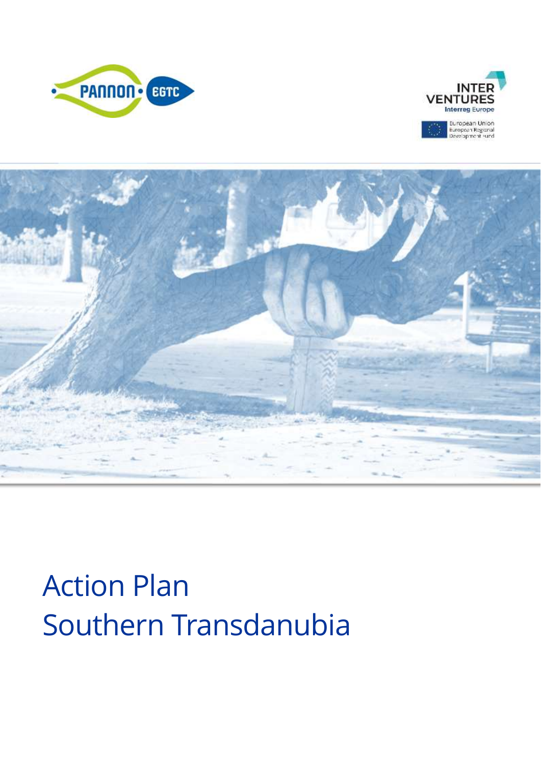PANNON • EGTC

INTER VENTURES
Interreg Europe

European Union
European Regional Development Fund

# Action Plan
# Southern Transdanubia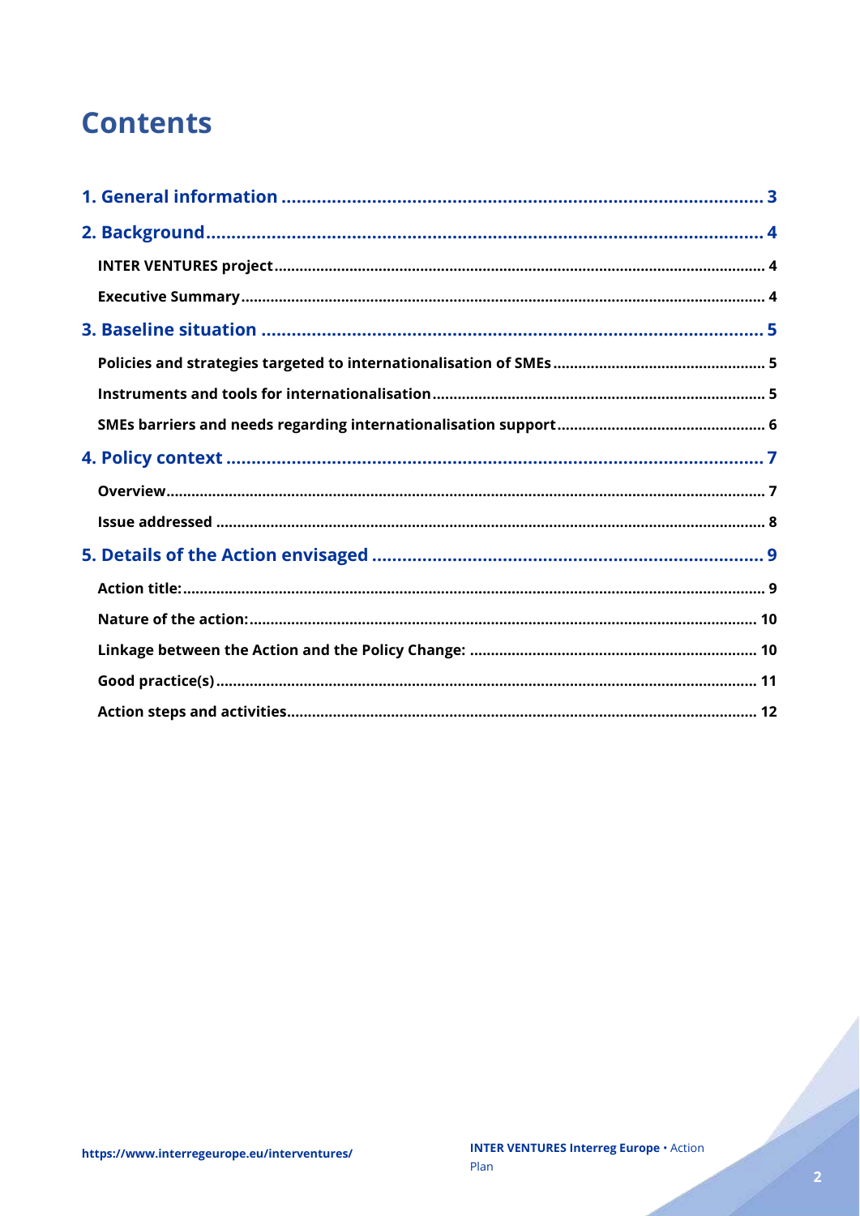# Contents

- **1. General information** ... 3
- **2. Background** ... 4
  - **INTER VENTURES project** ... 4
  - **Executive Summary** ... 4
- **3. Baseline situation** ... 5
  - **Policies and strategies targeted to internationalisation of SMEs** ... 5
  - **Instruments and tools for internationalisation** ... 5
  - **SMEs barriers and needs regarding internationalisation support** ... 6
- **4. Policy context** ... 7
  - **Overview** ... 7
  - **Issue addressed** ... 8
- **5. Details of the Action envisaged** ... 9
  - **Action title:** ... 9
  - **Nature of the action:** ... 10
  - **Linkage between the Action and the Policy Change:** ... 10
  - **Good practice(s)** ... 11
  - **Action steps and activities** ... 12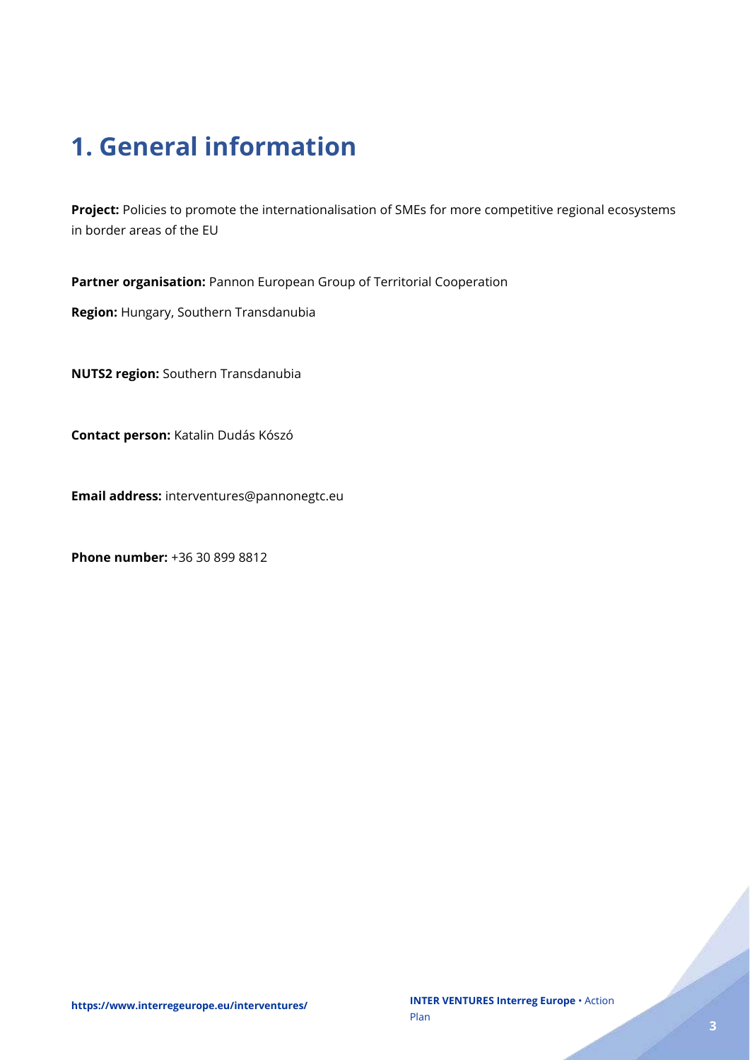# 1. General information

**Project:** Policies to promote the internationalisation of SMEs for more competitive regional ecosystems in border areas of the EU

**Partner organisation:** Pannon European Group of Territorial Cooperation

**Region:** Hungary, Southern Transdanubia

**NUTS2 region:** Southern Transdanubia

**Contact person:** Katalin Dudás Kószó

**Email address:** interventures@pannonegtc.eu

**Phone number:** +36 30 899 8812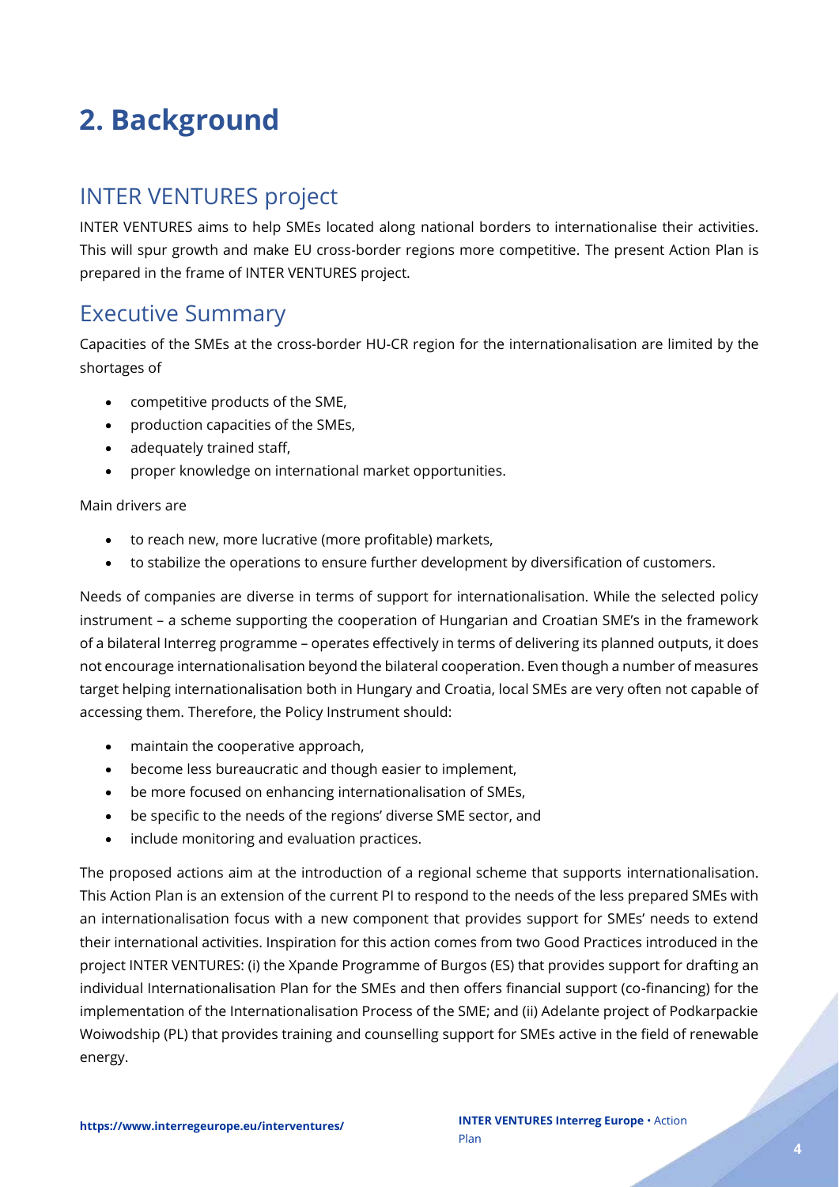# 2. Background

## INTER VENTURES project

INTER VENTURES aims to help SMEs located along national borders to internationalise their activities. This will spur growth and make EU cross-border regions more competitive. The present Action Plan is prepared in the frame of INTER VENTURES project.

## Executive Summary

Capacities of the SMEs at the cross-border HU-CR region for the internationalisation are limited by the shortages of

- competitive products of the SME,
- production capacities of the SMEs,
- adequately trained staff,
- proper knowledge on international market opportunities.

Main drivers are

- to reach new, more lucrative (more profitable) markets,
- to stabilize the operations to ensure further development by diversification of customers.

Needs of companies are diverse in terms of support for internationalisation. While the selected policy instrument – a scheme supporting the cooperation of Hungarian and Croatian SME's in the framework of a bilateral Interreg programme – operates effectively in terms of delivering its planned outputs, it does not encourage internationalisation beyond the bilateral cooperation. Even though a number of measures target helping internationalisation both in Hungary and Croatia, local SMEs are very often not capable of accessing them. Therefore, the Policy Instrument should:

- maintain the cooperative approach,
- become less bureaucratic and though easier to implement,
- be more focused on enhancing internationalisation of SMEs,
- be specific to the needs of the regions' diverse SME sector, and
- include monitoring and evaluation practices.

The proposed actions aim at the introduction of a regional scheme that supports internationalisation. This Action Plan is an extension of the current PI to respond to the needs of the less prepared SMEs with an internationalisation focus with a new component that provides support for SMEs' needs to extend their international activities. Inspiration for this action comes from two Good Practices introduced in the project INTER VENTURES: (i) the Xpande Programme of Burgos (ES) that provides support for drafting an individual Internationalisation Plan for the SMEs and then offers financial support (co-financing) for the implementation of the Internationalisation Process of the SME; and (ii) Adelante project of Podkarpackie Woiwodship (PL) that provides training and counselling support for SMEs active in the field of renewable energy.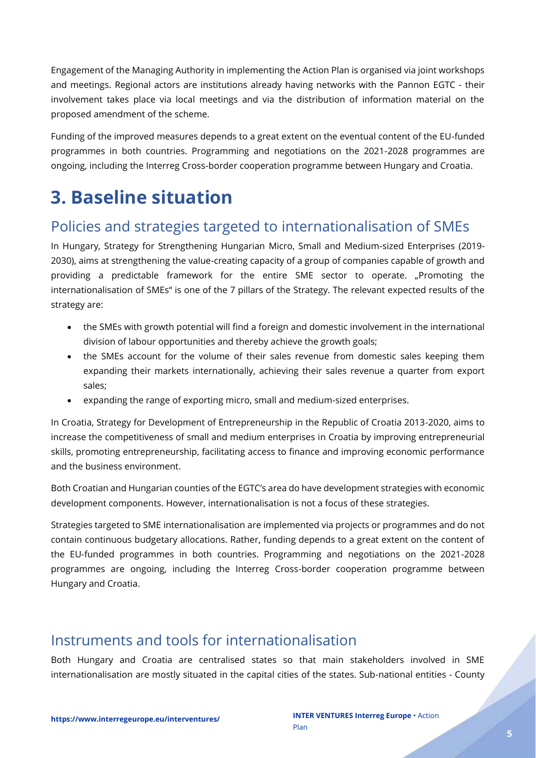Engagement of the Managing Authority in implementing the Action Plan is organised via joint workshops and meetings. Regional actors are institutions already having networks with the Pannon EGTC - their involvement takes place via local meetings and via the distribution of information material on the proposed amendment of the scheme.

Funding of the improved measures depends to a great extent on the eventual content of the EU-funded programmes in both countries. Programming and negotiations on the 2021-2028 programmes are ongoing, including the Interreg Cross-border cooperation programme between Hungary and Croatia.

# 3. Baseline situation

## Policies and strategies targeted to internationalisation of SMEs

In Hungary, Strategy for Strengthening Hungarian Micro, Small and Medium-sized Enterprises (2019-2030), aims at strengthening the value-creating capacity of a group of companies capable of growth and providing a predictable framework for the entire SME sector to operate. „Promoting the internationalisation of SMEs" is one of the 7 pillars of the Strategy. The relevant expected results of the strategy are:

- the SMEs with growth potential will find a foreign and domestic involvement in the international division of labour opportunities and thereby achieve the growth goals;
- the SMEs account for the volume of their sales revenue from domestic sales keeping them expanding their markets internationally, achieving their sales revenue a quarter from export sales;
- expanding the range of exporting micro, small and medium-sized enterprises.

In Croatia, Strategy for Development of Entrepreneurship in the Republic of Croatia 2013-2020, aims to increase the competitiveness of small and medium enterprises in Croatia by improving entrepreneurial skills, promoting entrepreneurship, facilitating access to finance and improving economic performance and the business environment.

Both Croatian and Hungarian counties of the EGTC's area do have development strategies with economic development components. However, internationalisation is not a focus of these strategies.

Strategies targeted to SME internationalisation are implemented via projects or programmes and do not contain continuous budgetary allocations. Rather, funding depends to a great extent on the content of the EU-funded programmes in both countries. Programming and negotiations on the 2021-2028 programmes are ongoing, including the Interreg Cross-border cooperation programme between Hungary and Croatia.

## Instruments and tools for internationalisation

Both Hungary and Croatia are centralised states so that main stakeholders involved in SME internationalisation are mostly situated in the capital cities of the states. Sub-national entities - County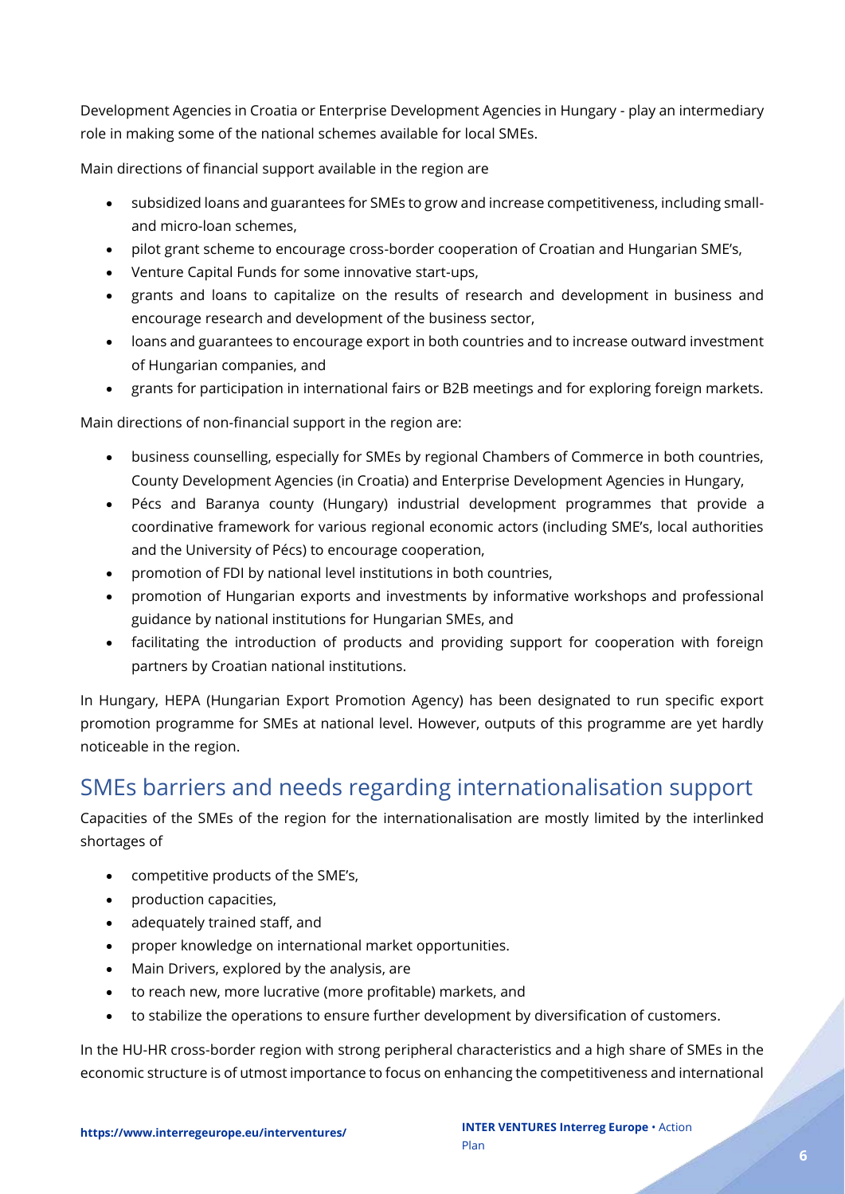Development Agencies in Croatia or Enterprise Development Agencies in Hungary - play an intermediary role in making some of the national schemes available for local SMEs.

Main directions of financial support available in the region are

- subsidized loans and guarantees for SMEs to grow and increase competitiveness, including small- and micro-loan schemes,
- pilot grant scheme to encourage cross-border cooperation of Croatian and Hungarian SME's,
- Venture Capital Funds for some innovative start-ups,
- grants and loans to capitalize on the results of research and development in business and encourage research and development of the business sector,
- loans and guarantees to encourage export in both countries and to increase outward investment of Hungarian companies, and
- grants for participation in international fairs or B2B meetings and for exploring foreign markets.

Main directions of non-financial support in the region are:

- business counselling, especially for SMEs by regional Chambers of Commerce in both countries, County Development Agencies (in Croatia) and Enterprise Development Agencies in Hungary,
- Pécs and Baranya county (Hungary) industrial development programmes that provide a coordinative framework for various regional economic actors (including SME's, local authorities and the University of Pécs) to encourage cooperation,
- promotion of FDI by national level institutions in both countries,
- promotion of Hungarian exports and investments by informative workshops and professional guidance by national institutions for Hungarian SMEs, and
- facilitating the introduction of products and providing support for cooperation with foreign partners by Croatian national institutions.

In Hungary, HEPA (Hungarian Export Promotion Agency) has been designated to run specific export promotion programme for SMEs at national level. However, outputs of this programme are yet hardly noticeable in the region.

## SMEs barriers and needs regarding internationalisation support

Capacities of the SMEs of the region for the internationalisation are mostly limited by the interlinked shortages of

- competitive products of the SME's,
- production capacities,
- adequately trained staff, and
- proper knowledge on international market opportunities.
- Main Drivers, explored by the analysis, are
- to reach new, more lucrative (more profitable) markets, and
- to stabilize the operations to ensure further development by diversification of customers.

In the HU-HR cross-border region with strong peripheral characteristics and a high share of SMEs in the economic structure is of utmost importance to focus on enhancing the competitiveness and international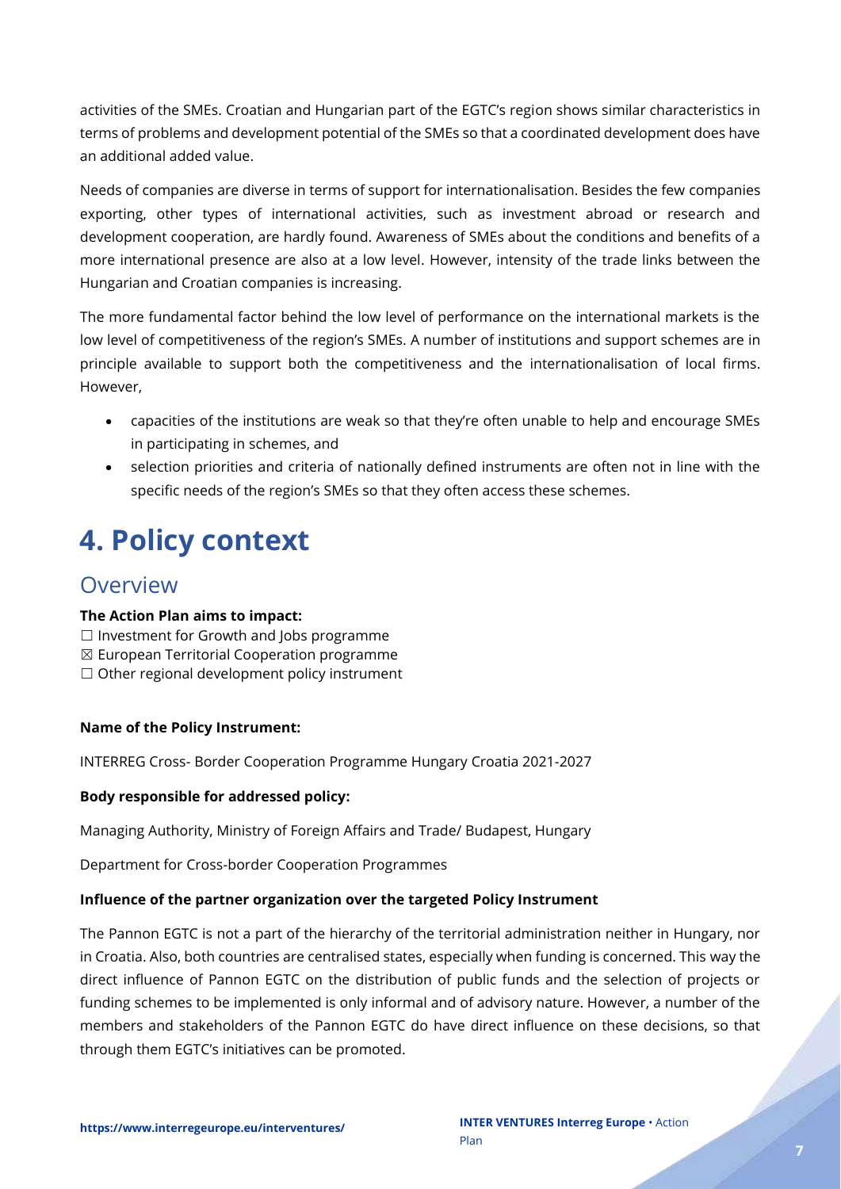activities of the SMEs. Croatian and Hungarian part of the EGTC's region shows similar characteristics in terms of problems and development potential of the SMEs so that a coordinated development does have an additional added value.

Needs of companies are diverse in terms of support for internationalisation. Besides the few companies exporting, other types of international activities, such as investment abroad or research and development cooperation, are hardly found. Awareness of SMEs about the conditions and benefits of a more international presence are also at a low level. However, intensity of the trade links between the Hungarian and Croatian companies is increasing.

The more fundamental factor behind the low level of performance on the international markets is the low level of competitiveness of the region's SMEs. A number of institutions and support schemes are in principle available to support both the competitiveness and the internationalisation of local firms. However,

- capacities of the institutions are weak so that they're often unable to help and encourage SMEs in participating in schemes, and
- selection priorities and criteria of nationally defined instruments are often not in line with the specific needs of the region's SMEs so that they often access these schemes.

# 4. Policy context

## Overview

**The Action Plan aims to impact:**

☐ Investment for Growth and Jobs programme
☒ European Territorial Cooperation programme
☐ Other regional development policy instrument

**Name of the Policy Instrument:**

INTERREG Cross- Border Cooperation Programme Hungary Croatia 2021-2027

**Body responsible for addressed policy:**

Managing Authority, Ministry of Foreign Affairs and Trade/ Budapest, Hungary

Department for Cross-border Cooperation Programmes

**Influence of the partner organization over the targeted Policy Instrument**

The Pannon EGTC is not a part of the hierarchy of the territorial administration neither in Hungary, nor in Croatia. Also, both countries are centralised states, especially when funding is concerned. This way the direct influence of Pannon EGTC on the distribution of public funds and the selection of projects or funding schemes to be implemented is only informal and of advisory nature. However, a number of the members and stakeholders of the Pannon EGTC do have direct influence on these decisions, so that through them EGTC's initiatives can be promoted.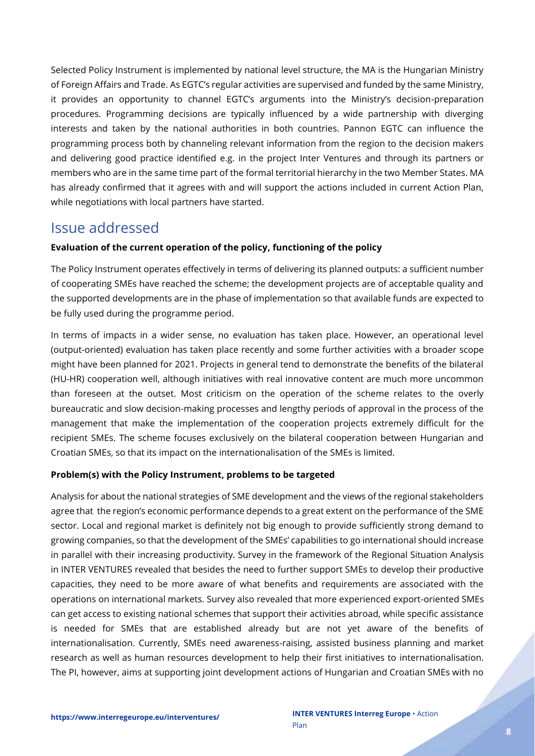Selected Policy Instrument is implemented by national level structure, the MA is the Hungarian Ministry of Foreign Affairs and Trade. As EGTC's regular activities are supervised and funded by the same Ministry, it provides an opportunity to channel EGTC's arguments into the Ministry's decision-preparation procedures. Programming decisions are typically influenced by a wide partnership with diverging interests and taken by the national authorities in both countries. Pannon EGTC can influence the programming process both by channeling relevant information from the region to the decision makers and delivering good practice identified e.g. in the project Inter Ventures and through its partners or members who are in the same time part of the formal territorial hierarchy in the two Member States. MA has already confirmed that it agrees with and will support the actions included in current Action Plan, while negotiations with local partners have started.

## Issue addressed

**Evaluation of the current operation of the policy, functioning of the policy**

The Policy Instrument operates effectively in terms of delivering its planned outputs: a sufficient number of cooperating SMEs have reached the scheme; the development projects are of acceptable quality and the supported developments are in the phase of implementation so that available funds are expected to be fully used during the programme period.

In terms of impacts in a wider sense, no evaluation has taken place. However, an operational level (output-oriented) evaluation has taken place recently and some further activities with a broader scope might have been planned for 2021. Projects in general tend to demonstrate the benefits of the bilateral (HU-HR) cooperation well, although initiatives with real innovative content are much more uncommon than foreseen at the outset. Most criticism on the operation of the scheme relates to the overly bureaucratic and slow decision-making processes and lengthy periods of approval in the process of the management that make the implementation of the cooperation projects extremely difficult for the recipient SMEs. The scheme focuses exclusively on the bilateral cooperation between Hungarian and Croatian SMEs, so that its impact on the internationalisation of the SMEs is limited.

**Problem(s) with the Policy Instrument, problems to be targeted**

Analysis for about the national strategies of SME development and the views of the regional stakeholders agree that the region's economic performance depends to a great extent on the performance of the SME sector. Local and regional market is definitely not big enough to provide sufficiently strong demand to growing companies, so that the development of the SMEs' capabilities to go international should increase in parallel with their increasing productivity. Survey in the framework of the Regional Situation Analysis in INTER VENTURES revealed that besides the need to further support SMEs to develop their productive capacities, they need to be more aware of what benefits and requirements are associated with the operations on international markets. Survey also revealed that more experienced export-oriented SMEs can get access to existing national schemes that support their activities abroad, while specific assistance is needed for SMEs that are established already but are not yet aware of the benefits of internationalisation. Currently, SMEs need awareness-raising, assisted business planning and market research as well as human resources development to help their first initiatives to internationalisation. The PI, however, aims at supporting joint development actions of Hungarian and Croatian SMEs with no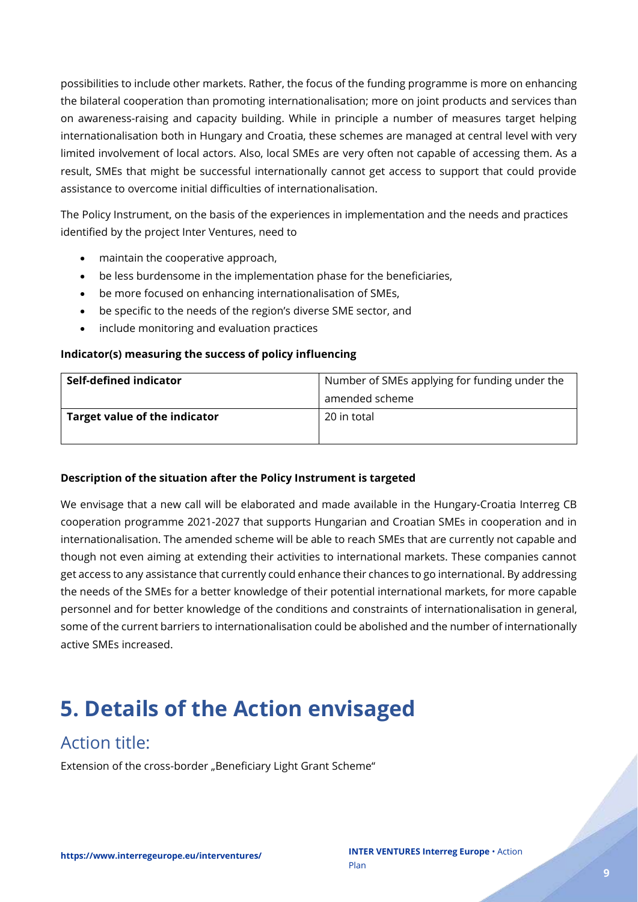possibilities to include other markets. Rather, the focus of the funding programme is more on enhancing the bilateral cooperation than promoting internationalisation; more on joint products and services than on awareness-raising and capacity building. While in principle a number of measures target helping internationalisation both in Hungary and Croatia, these schemes are managed at central level with very limited involvement of local actors. Also, local SMEs are very often not capable of accessing them. As a result, SMEs that might be successful internationally cannot get access to support that could provide assistance to overcome initial difficulties of internationalisation.

The Policy Instrument, on the basis of the experiences in implementation and the needs and practices identified by the project Inter Ventures, need to

- maintain the cooperative approach,
- be less burdensome in the implementation phase for the beneficiaries,
- be more focused on enhancing internationalisation of SMEs,
- be specific to the needs of the region's diverse SME sector, and
- include monitoring and evaluation practices

**Indicator(s) measuring the success of policy influencing**

| **Self-defined indicator** | Number of SMEs applying for funding under the amended scheme |
|---|---|
| **Target value of the indicator** | 20 in total |

**Description of the situation after the Policy Instrument is targeted**

We envisage that a new call will be elaborated and made available in the Hungary-Croatia Interreg CB cooperation programme 2021-2027 that supports Hungarian and Croatian SMEs in cooperation and in internationalisation. The amended scheme will be able to reach SMEs that are currently not capable and though not even aiming at extending their activities to international markets. These companies cannot get access to any assistance that currently could enhance their chances to go international. By addressing the needs of the SMEs for a better knowledge of their potential international markets, for more capable personnel and for better knowledge of the conditions and constraints of internationalisation in general, some of the current barriers to internationalisation could be abolished and the number of internationally active SMEs increased.

# 5. Details of the Action envisaged

## Action title:

Extension of the cross-border „Beneficiary Light Grant Scheme"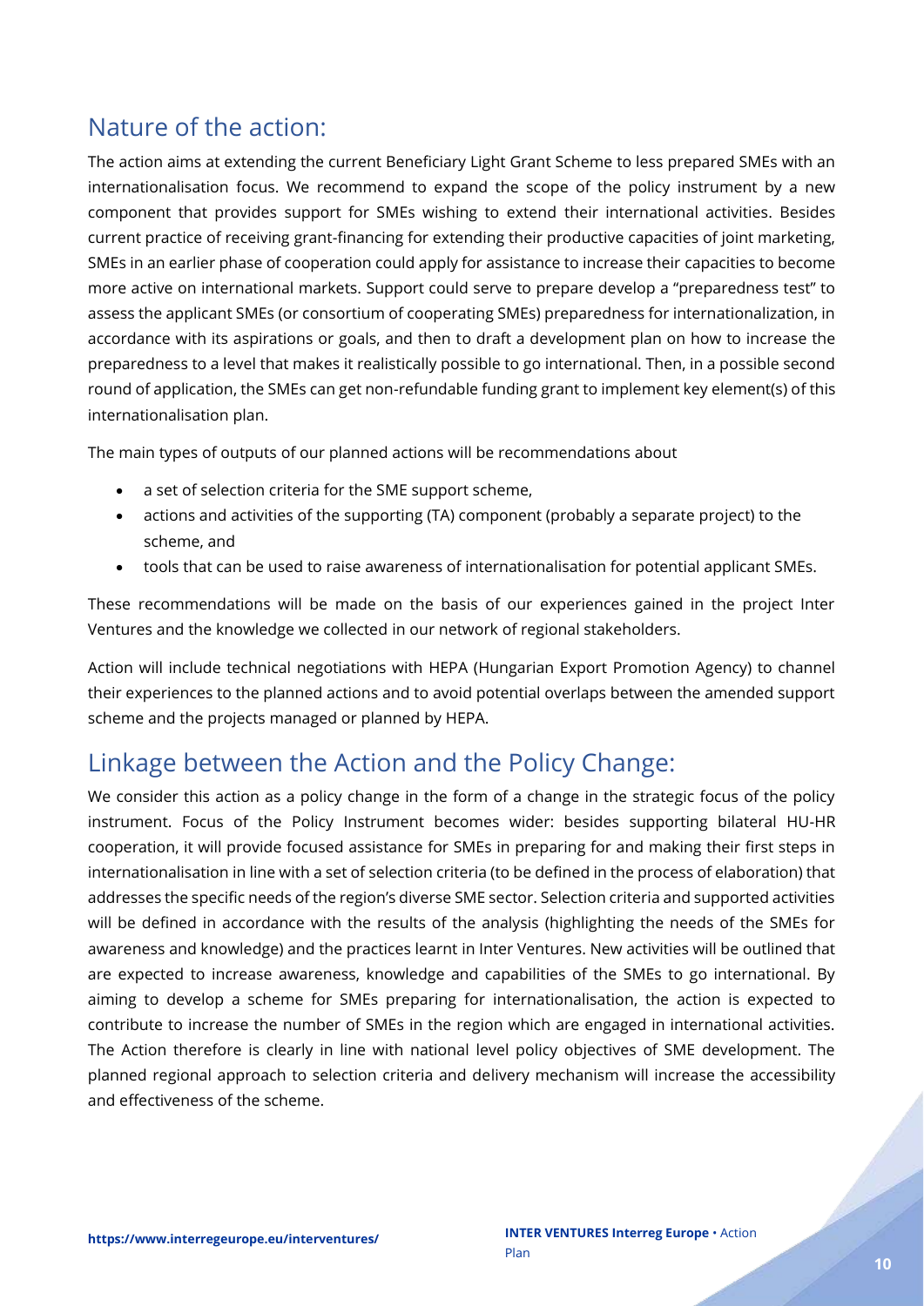## Nature of the action:

The action aims at extending the current Beneficiary Light Grant Scheme to less prepared SMEs with an internationalisation focus. We recommend to expand the scope of the policy instrument by a new component that provides support for SMEs wishing to extend their international activities. Besides current practice of receiving grant-financing for extending their productive capacities of joint marketing, SMEs in an earlier phase of cooperation could apply for assistance to increase their capacities to become more active on international markets. Support could serve to prepare develop a "preparedness test" to assess the applicant SMEs (or consortium of cooperating SMEs) preparedness for internationalization, in accordance with its aspirations or goals, and then to draft a development plan on how to increase the preparedness to a level that makes it realistically possible to go international. Then, in a possible second round of application, the SMEs can get non-refundable funding grant to implement key element(s) of this internationalisation plan.

The main types of outputs of our planned actions will be recommendations about

- a set of selection criteria for the SME support scheme,
- actions and activities of the supporting (TA) component (probably a separate project) to the scheme, and
- tools that can be used to raise awareness of internationalisation for potential applicant SMEs.

These recommendations will be made on the basis of our experiences gained in the project Inter Ventures and the knowledge we collected in our network of regional stakeholders.

Action will include technical negotiations with HEPA (Hungarian Export Promotion Agency) to channel their experiences to the planned actions and to avoid potential overlaps between the amended support scheme and the projects managed or planned by HEPA.

## Linkage between the Action and the Policy Change:

We consider this action as a policy change in the form of a change in the strategic focus of the policy instrument. Focus of the Policy Instrument becomes wider: besides supporting bilateral HU-HR cooperation, it will provide focused assistance for SMEs in preparing for and making their first steps in internationalisation in line with a set of selection criteria (to be defined in the process of elaboration) that addresses the specific needs of the region's diverse SME sector. Selection criteria and supported activities will be defined in accordance with the results of the analysis (highlighting the needs of the SMEs for awareness and knowledge) and the practices learnt in Inter Ventures. New activities will be outlined that are expected to increase awareness, knowledge and capabilities of the SMEs to go international. By aiming to develop a scheme for SMEs preparing for internationalisation, the action is expected to contribute to increase the number of SMEs in the region which are engaged in international activities. The Action therefore is clearly in line with national level policy objectives of SME development. The planned regional approach to selection criteria and delivery mechanism will increase the accessibility and effectiveness of the scheme.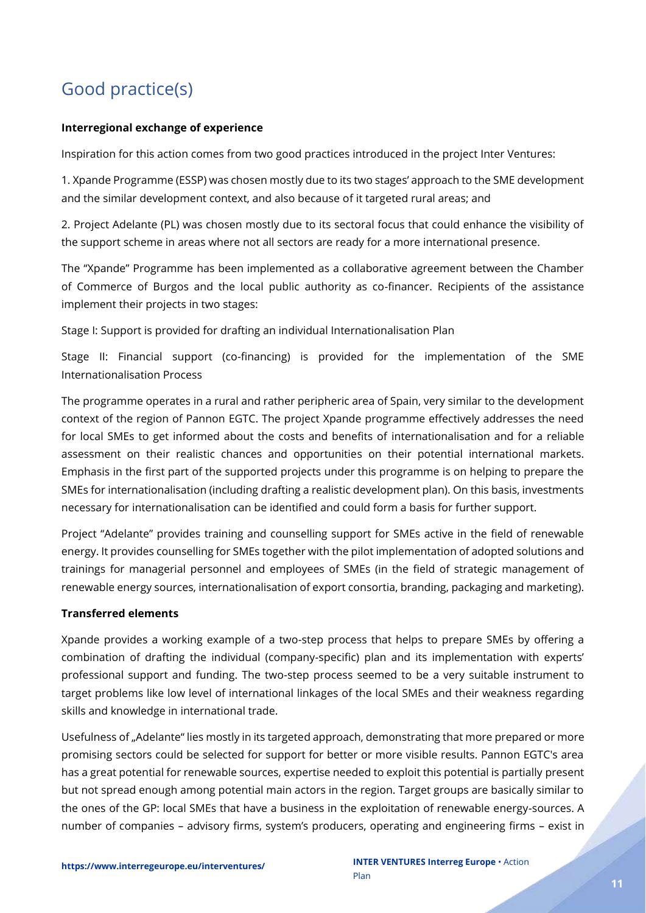# Good practice(s)

**Interregional exchange of experience**

Inspiration for this action comes from two good practices introduced in the project Inter Ventures:

1. Xpande Programme (ESSP) was chosen mostly due to its two stages' approach to the SME development and the similar development context, and also because of it targeted rural areas; and

2. Project Adelante (PL) was chosen mostly due to its sectoral focus that could enhance the visibility of the support scheme in areas where not all sectors are ready for a more international presence.

The "Xpande" Programme has been implemented as a collaborative agreement between the Chamber of Commerce of Burgos and the local public authority as co-financer. Recipients of the assistance implement their projects in two stages:

Stage I: Support is provided for drafting an individual Internationalisation Plan

Stage II: Financial support (co-financing) is provided for the implementation of the SME Internationalisation Process

The programme operates in a rural and rather peripheric area of Spain, very similar to the development context of the region of Pannon EGTC. The project Xpande programme effectively addresses the need for local SMEs to get informed about the costs and benefits of internationalisation and for a reliable assessment on their realistic chances and opportunities on their potential international markets. Emphasis in the first part of the supported projects under this programme is on helping to prepare the SMEs for internationalisation (including drafting a realistic development plan). On this basis, investments necessary for internationalisation can be identified and could form a basis for further support.

Project "Adelante" provides training and counselling support for SMEs active in the field of renewable energy. It provides counselling for SMEs together with the pilot implementation of adopted solutions and trainings for managerial personnel and employees of SMEs (in the field of strategic management of renewable energy sources, internationalisation of export consortia, branding, packaging and marketing).

**Transferred elements**

Xpande provides a working example of a two-step process that helps to prepare SMEs by offering a combination of drafting the individual (company-specific) plan and its implementation with experts' professional support and funding. The two-step process seemed to be a very suitable instrument to target problems like low level of international linkages of the local SMEs and their weakness regarding skills and knowledge in international trade.

Usefulness of „Adelante" lies mostly in its targeted approach, demonstrating that more prepared or more promising sectors could be selected for support for better or more visible results. Pannon EGTC's area has a great potential for renewable sources, expertise needed to exploit this potential is partially present but not spread enough among potential main actors in the region. Target groups are basically similar to the ones of the GP: local SMEs that have a business in the exploitation of renewable energy-sources. A number of companies – advisory firms, system's producers, operating and engineering firms – exist in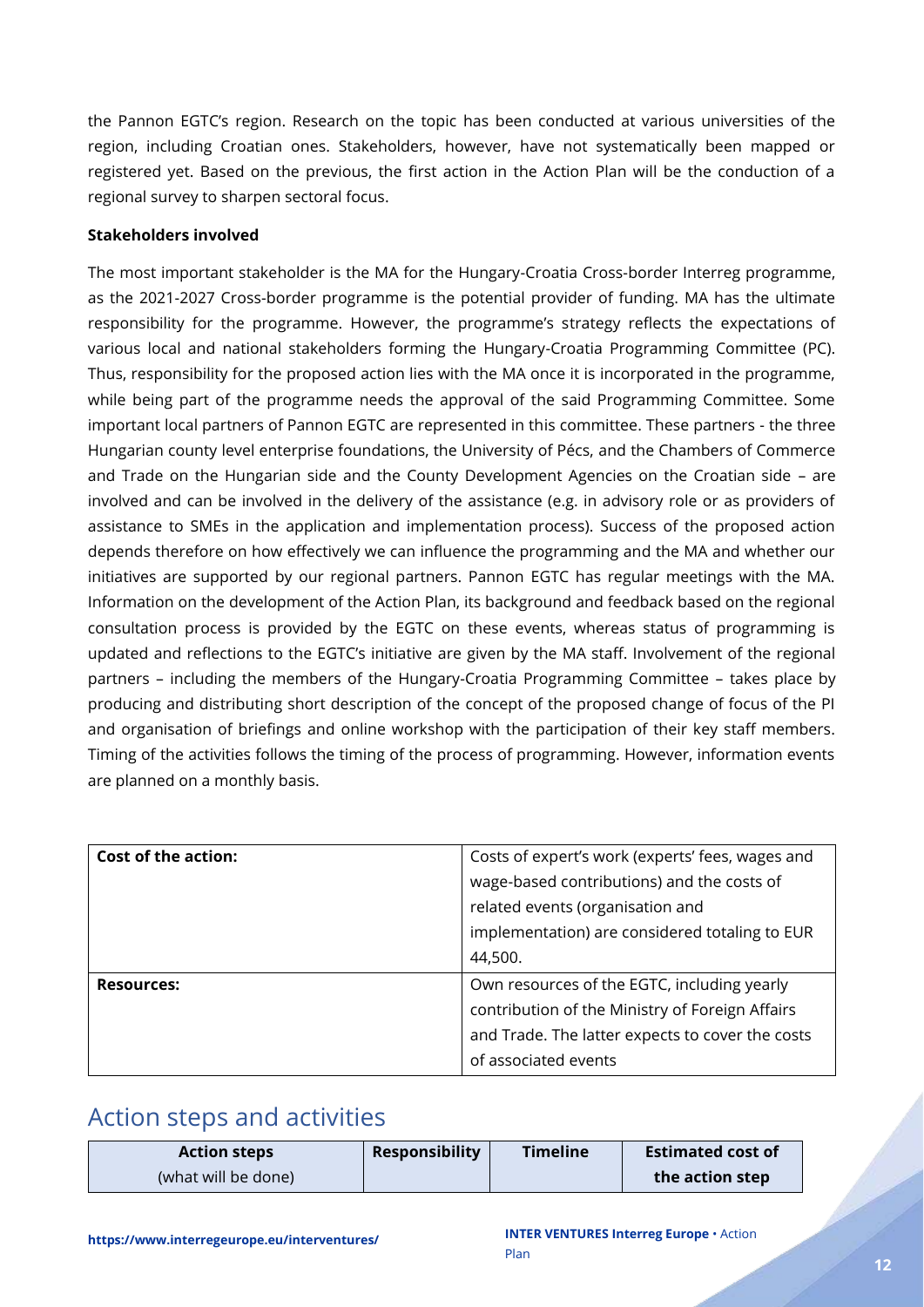the Pannon EGTC's region. Research on the topic has been conducted at various universities of the region, including Croatian ones. Stakeholders, however, have not systematically been mapped or registered yet. Based on the previous, the first action in the Action Plan will be the conduction of a regional survey to sharpen sectoral focus.

**Stakeholders involved**

The most important stakeholder is the MA for the Hungary-Croatia Cross-border Interreg programme, as the 2021-2027 Cross-border programme is the potential provider of funding. MA has the ultimate responsibility for the programme. However, the programme's strategy reflects the expectations of various local and national stakeholders forming the Hungary-Croatia Programming Committee (PC). Thus, responsibility for the proposed action lies with the MA once it is incorporated in the programme, while being part of the programme needs the approval of the said Programming Committee. Some important local partners of Pannon EGTC are represented in this committee. These partners - the three Hungarian county level enterprise foundations, the University of Pécs, and the Chambers of Commerce and Trade on the Hungarian side and the County Development Agencies on the Croatian side – are involved and can be involved in the delivery of the assistance (e.g. in advisory role or as providers of assistance to SMEs in the application and implementation process). Success of the proposed action depends therefore on how effectively we can influence the programming and the MA and whether our initiatives are supported by our regional partners. Pannon EGTC has regular meetings with the MA. Information on the development of the Action Plan, its background and feedback based on the regional consultation process is provided by the EGTC on these events, whereas status of programming is updated and reflections to the EGTC's initiative are given by the MA staff. Involvement of the regional partners – including the members of the Hungary-Croatia Programming Committee – takes place by producing and distributing short description of the concept of the proposed change of focus of the PI and organisation of briefings and online workshop with the participation of their key staff members. Timing of the activities follows the timing of the process of programming. However, information events are planned on a monthly basis.

| **Cost of the action:** | Costs of expert's work (experts' fees, wages and wage-based contributions) and the costs of related events (organisation and implementation) are considered totaling to EUR 44,500. |
|---|---|
| **Resources:** | Own resources of the EGTC, including yearly contribution of the Ministry of Foreign Affairs and Trade. The latter expects to cover the costs of associated events |

## Action steps and activities

| **Action steps** (what will be done) | **Responsibility** | **Timeline** | **Estimated cost of the action step** |
|---|---|---|---|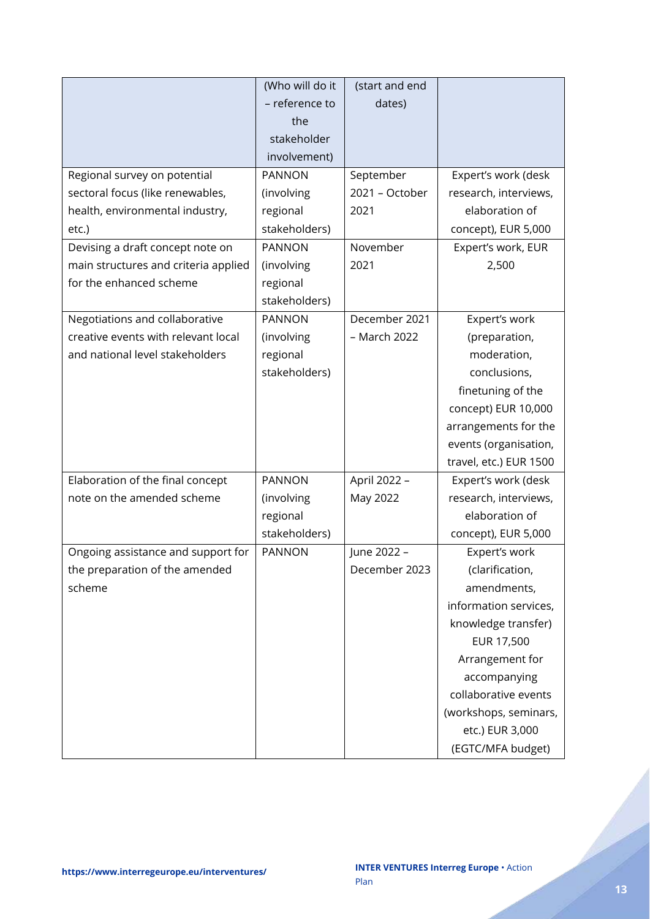| | (Who will do it – reference to the stakeholder involvement) | (start and end dates) | |
|---|---|---|---|
| Regional survey on potential sectoral focus (like renewables, health, environmental industry, etc.) | PANNON (involving regional stakeholders) | September 2021 – October 2021 | Expert's work (desk research, interviews, elaboration of concept), EUR 5,000 |
| Devising a draft concept note on main structures and criteria applied for the enhanced scheme | PANNON (involving regional stakeholders) | November 2021 | Expert's work, EUR 2,500 |
| Negotiations and collaborative creative events with relevant local and national level stakeholders | PANNON (involving regional stakeholders) | December 2021 – March 2022 | Expert's work (preparation, moderation, conclusions, finetuning of the concept) EUR 10,000 arrangements for the events (organisation, travel, etc.) EUR 1500 |
| Elaboration of the final concept note on the amended scheme | PANNON (involving regional stakeholders) | April 2022 – May 2022 | Expert's work (desk research, interviews, elaboration of concept), EUR 5,000 |
| Ongoing assistance and support for the preparation of the amended scheme | PANNON | June 2022 – December 2023 | Expert's work (clarification, amendments, information services, knowledge transfer) EUR 17,500 Arrangement for accompanying collaborative events (workshops, seminars, etc.) EUR 3,000 (EGTC/MFA budget) |